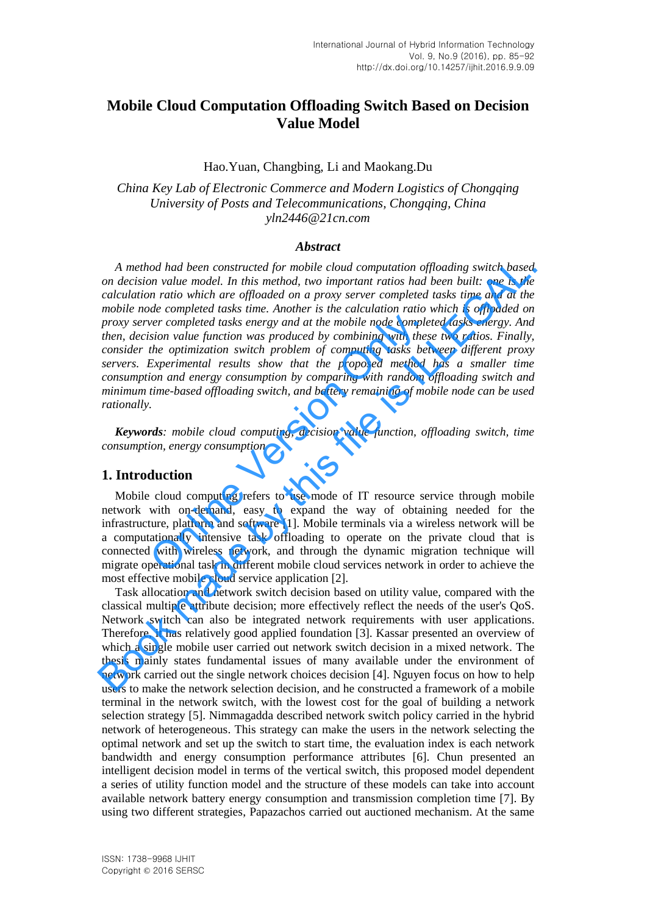# Mobile Cloud Computation Offloading Switch Based on Decision Value Model

Hao.Yuan, Changbing, Li and Maokang.Du

*China Key Lab of Electronic Commerce and Modern Logistics of Chongqing University of Posts and Telecommunications, Chongqing, China*
*yln2446@21cn.com*

### *Abstract*

*A method had been constructed for mobile cloud computation offloading switch based on decision value model. In this method, two important ratios had been built: one is the calculation ratio which are offloaded on a proxy server completed tasks time and at the mobile node completed tasks time. Another is the calculation ratio which is offloaded on proxy server completed tasks energy and at the mobile node completed tasks energy. And then, decision value function was produced by combining with these two ratios. Finally, consider the optimization switch problem of computing tasks between different proxy servers. Experimental results show that the proposed method has a smaller time consumption and energy consumption by comparing with random offloading switch and minimum time-based offloading switch, and battery remaining of mobile node can be used rationally.*

***Keywords****: mobile cloud computing, decision value function, offloading switch, time consumption, energy consumption*

## 1. Introduction

Mobile cloud computing refers to use mode of IT resource service through mobile network with on-demand, easy to expand the way of obtaining needed for the infrastructure, platform and software [1]. Mobile terminals via a wireless network will be a computationally intensive task offloading to operate on the private cloud that is connected with wireless network, and through the dynamic migration technique will migrate operational task in different mobile cloud services network in order to achieve the most effective mobile cloud service application [2].

Task allocation and network switch decision based on utility value, compared with the classical multiple attribute decision; more effectively reflect the needs of the user's QoS. Network switch can also be integrated network requirements with user applications. Therefore, it has relatively good applied foundation [3]. Kassar presented an overview of which a single mobile user carried out network switch decision in a mixed network. The thesis mainly states fundamental issues of many available under the environment of network carried out the single network choices decision [4]. Nguyen focus on how to help users to make the network selection decision, and he constructed a framework of a mobile terminal in the network switch, with the lowest cost for the goal of building a network selection strategy [5]. Nimmagadda described network switch policy carried in the hybrid network of heterogeneous. This strategy can make the users in the network selecting the optimal network and set up the switch to start time, the evaluation index is each network bandwidth and energy consumption performance attributes [6]. Chun presented an intelligent decision model in terms of the vertical switch, this proposed model dependent a series of utility function model and the structure of these models can take into account available network battery energy consumption and transmission completion time [7]. By using two different strategies, Papazachos carried out auctioned mechanism. At the same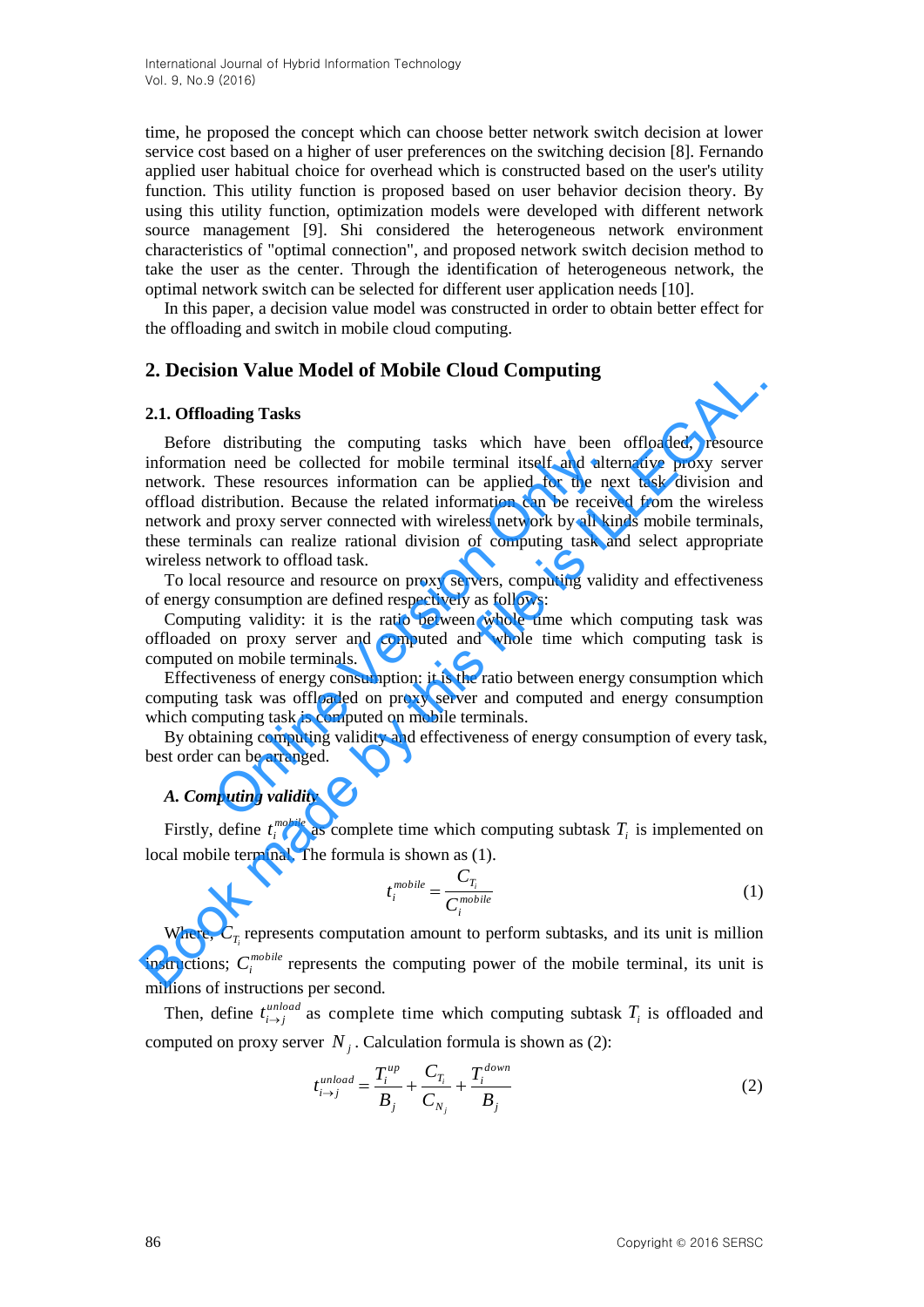time, he proposed the concept which can choose better network switch decision at lower service cost based on a higher of user preferences on the switching decision [8]. Fernando applied user habitual choice for overhead which is constructed based on the user's utility function. This utility function is proposed based on user behavior decision theory. By using this utility function, optimization models were developed with different network source management [9]. Shi considered the heterogeneous network environment characteristics of "optimal connection", and proposed network switch decision method to take the user as the center. Through the identification of heterogeneous network, the optimal network switch can be selected for different user application needs [10].

In this paper, a decision value model was constructed in order to obtain better effect for the offloading and switch in mobile cloud computing.

## 2. Decision Value Model of Mobile Cloud Computing

### 2.1. Offloading Tasks

Before distributing the computing tasks which have been offloaded, resource information need be collected for mobile terminal itself and alternative proxy server network. These resources information can be applied for the next task division and offload distribution. Because the related information can be received from the wireless network and proxy server connected with wireless network by all kinds mobile terminals, these terminals can realize rational division of computing task and select appropriate wireless network to offload task.

To local resource and resource on proxy servers, computing validity and effectiveness of energy consumption are defined respectively as follows:

Computing validity: it is the ratio between whole time which computing task was offloaded on proxy server and computed and whole time which computing task is computed on mobile terminals.

Effectiveness of energy consumption: it is the ratio between energy consumption which computing task was offloaded on proxy server and computed and energy consumption which computing task is computed on mobile terminals.

By obtaining computing validity and effectiveness of energy consumption of every task, best order can be arranged.

#### *A. Computing validity*

Firstly, define $t_i^{mobile}$ as complete time which computing subtask $T_i$ is implemented on local mobile terminal. The formula is shown as (1).

$$t_i^{mobile} = \frac{C_{T_i}}{C_i^{mobile}} \tag{1}$$

Where, $C_{T_i}$ represents computation amount to perform subtasks, and its unit is million instructions; $C_i^{mobile}$ represents the computing power of the mobile terminal, its unit is millions of instructions per second.

Then, define $t_{i \to j}^{unload}$ as complete time which computing subtask $T_i$ is offloaded and computed on proxy server $N_j$. Calculation formula is shown as (2):

$$t_{i \to j}^{unload} = \frac{T_i^{up}}{B_j} + \frac{C_{T_i}}{C_{N_j}} + \frac{T_i^{down}}{B_j} \tag{2}$$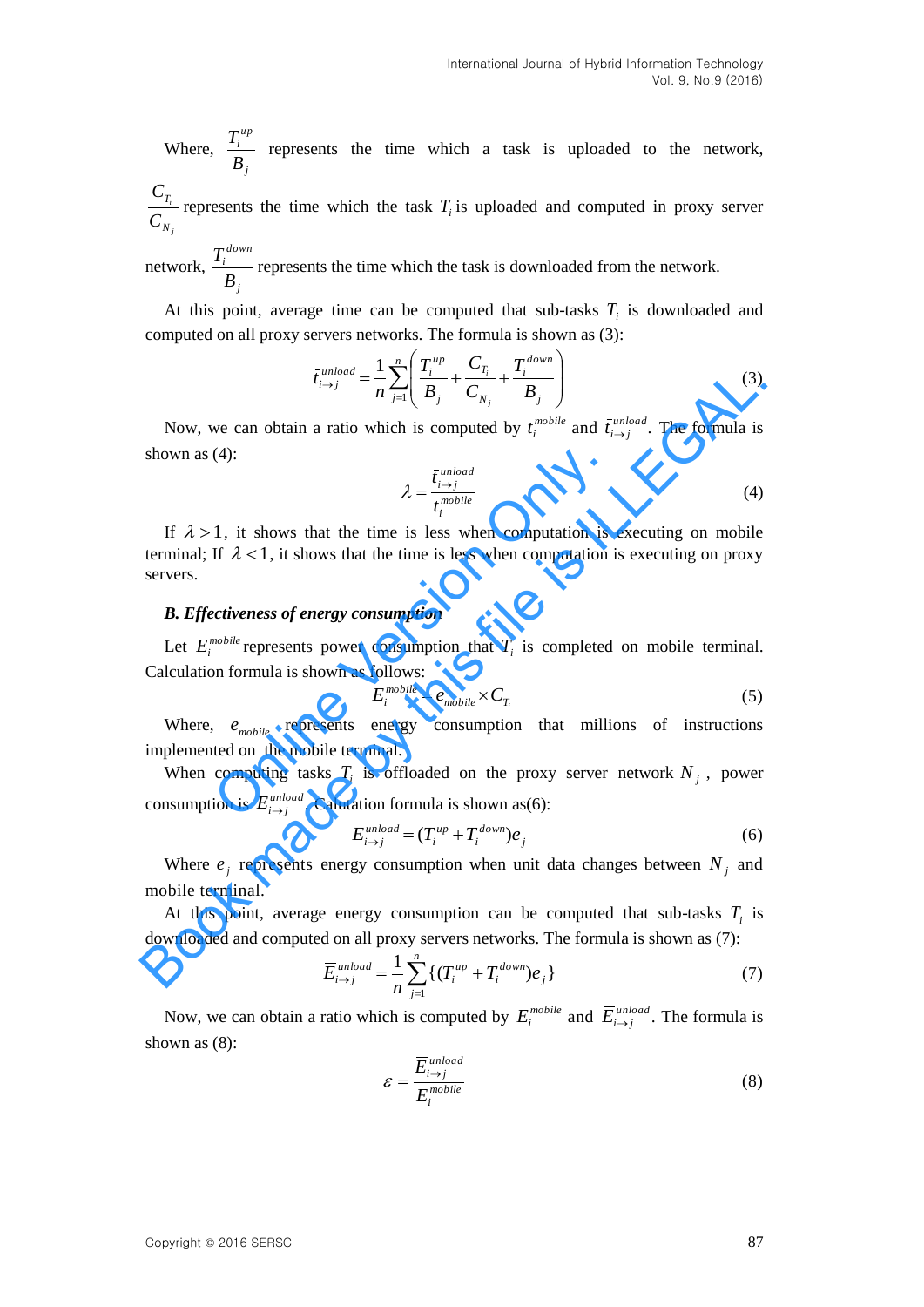Where, $\frac{T_i^{up}}{B_j}$ represents the time which a task is uploaded to the network, $\frac{C_{T_i}}{C_{N_j}}$ represents the time which the task $T_i$ is uploaded and computed in proxy server network, $\frac{T_i^{down}}{B_j}$ represents the time which the task is downloaded from the network.

At this point, average time can be computed that sub-tasks $T_i$ is downloaded and computed on all proxy servers networks. The formula is shown as (3):

$$\bar{t}_{i \to j}^{unload} = \frac{1}{n}\sum_{j=1}^{n}\left(\frac{T_i^{up}}{B_j} + \frac{C_{T_i}}{C_{N_j}} + \frac{T_i^{down}}{B_j}\right) \tag{3}$$

Now, we can obtain a ratio which is computed by $t_i^{mobile}$ and $\bar{t}_{i \to j}^{unload}$. The formula is shown as (4):

$$\lambda = \frac{\bar{t}_{i \to j}^{unload}}{t_i^{mobile}} \tag{4}$$

If $\lambda > 1$, it shows that the time is less when computation is executing on mobile terminal; If $\lambda < 1$, it shows that the time is less when computation is executing on proxy servers.

### *B. Effectiveness of energy consumption*

Let $E_i^{mobile}$ represents power consumption that $T_i$ is completed on mobile terminal. Calculation formula is shown as follows:

$$E_i^{mobile} = e_{mobile} \times C_{T_i} \tag{5}$$

Where, $e_{mobile}$ represents energy consumption that millions of instructions implemented on the mobile terminal.

When computing tasks $T_i$ is offloaded on the proxy server network $N_j$, power consumption is $E_{i \to j}^{unload}$. Calutation formula is shown as(6):

$$E_{i \to j}^{unload} = (T_i^{up} + T_i^{down})e_j \tag{6}$$

Where $e_j$ represents energy consumption when unit data changes between $N_j$ and mobile terminal.

At this point, average energy consumption can be computed that sub-tasks $T_i$ is downloaded and computed on all proxy servers networks. The formula is shown as (7):

$$\bar{E}_{i \to j}^{unload} = \frac{1}{n}\sum_{j=1}^{n}\{(T_i^{up} + T_i^{down})e_j\} \tag{7}$$

Now, we can obtain a ratio which is computed by $E_i^{mobile}$ and $\bar{E}_{i \to j}^{unload}$. The formula is shown as (8):

$$\varepsilon = \frac{\bar{E}_{i \to j}^{unload}}{E_i^{mobile}} \tag{8}$$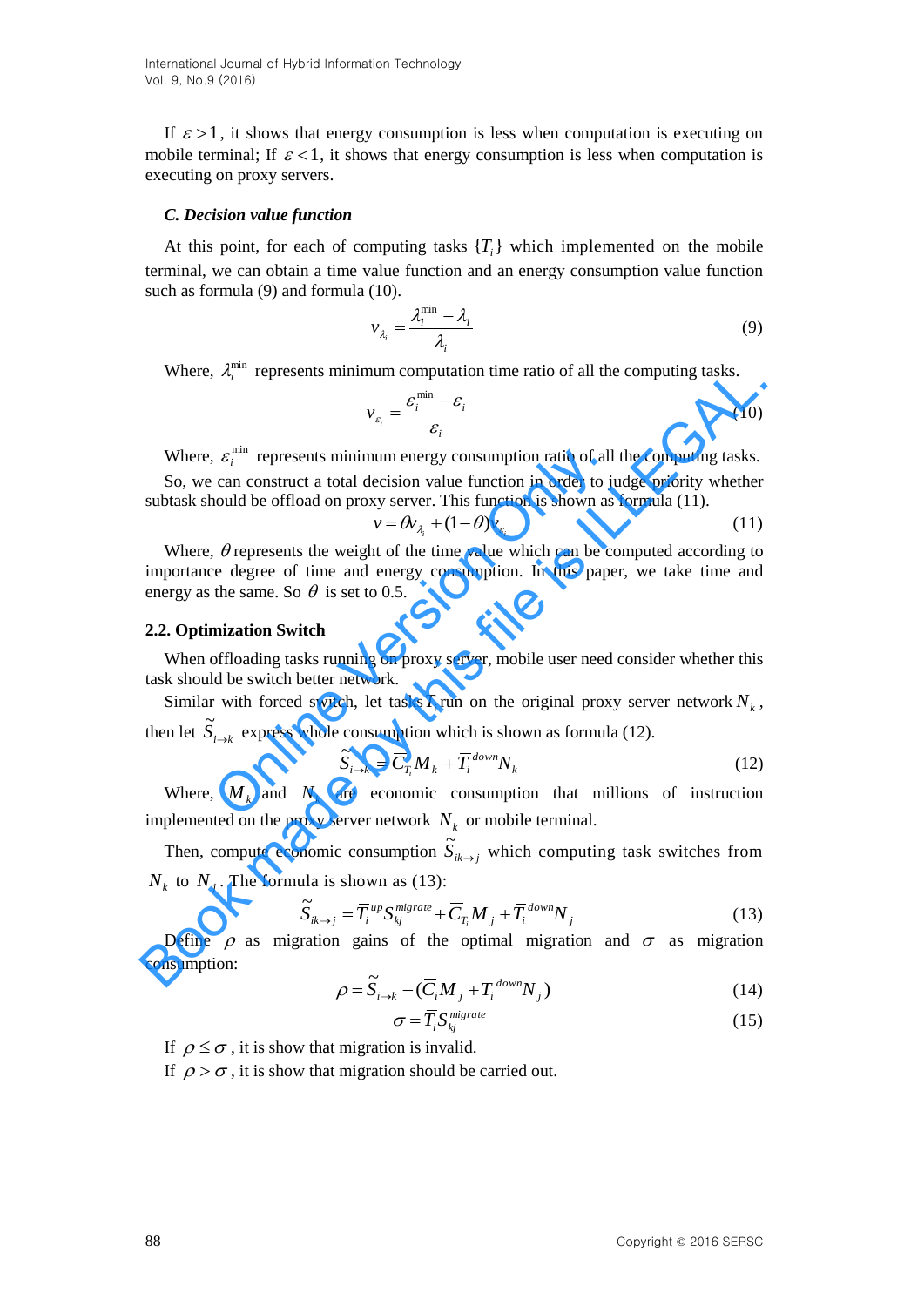If $\varepsilon > 1$, it shows that energy consumption is less when computation is executing on mobile terminal; If $\varepsilon < 1$, it shows that energy consumption is less when computation is executing on proxy servers.

### *C. Decision value function*

At this point, for each of computing tasks $\{T_i\}$ which implemented on the mobile terminal, we can obtain a time value function and an energy consumption value function such as formula (9) and formula (10).

$$v_{\lambda_i} = \frac{\lambda_i^{\min} - \lambda_i}{\lambda_i} \tag{9}$$

Where, $\lambda_i^{\min}$ represents minimum computation time ratio of all the computing tasks.

$$v_{\varepsilon_i} = \frac{\varepsilon_i^{\min} - \varepsilon_i}{\varepsilon_i} \tag{10}$$

Where, $\varepsilon_i^{\min}$ represents minimum energy consumption ratio of all the computing tasks.

So, we can construct a total decision value function in order to judge priority whether subtask should be offload on proxy server. This function is shown as formula (11).

$$v = \theta v_{\lambda_i} + (1-\theta) v_{\varepsilon_i} \tag{11}$$

Where, $\theta$ represents the weight of the time value which can be computed according to importance degree of time and energy consumption. In this paper, we take time and energy as the same. So $\theta$ is set to 0.5.

## 2.2. Optimization Switch

When offloading tasks running on proxy server, mobile user need consider whether this task should be switch better network.

Similar with forced switch, let tasks $T_i$ run on the original proxy server network $N_k$, then let $\tilde{S}_{i \to k}$ express whole consumption which is shown as formula (12).

$$\tilde{S}_{i \to k} = \overline{C}_{T_i} M_k + \overline{T}_i^{down} N_k \tag{12}$$

Where, $M_k$ and $N_k$ are economic consumption that millions of instruction implemented on the proxy server network $N_k$ or mobile terminal.

Then, compute economic consumption $\tilde{S}_{ik \to j}$ which computing task switches from $N_k$ to $N_j$. The formula is shown as (13):

$$\tilde{S}_{ik \to j} = \overline{T}_i^{up} S_{kj}^{migrate} + \overline{C}_{T_i} M_j + \overline{T}_i^{down} N_j \tag{13}$$

Define $\rho$ as migration gains of the optimal migration and $\sigma$ as migration consumption:

$$\rho = \tilde{S}_{i \to k} - (\overline{C}_i M_j + \overline{T}_i^{down} N_j) \tag{14}$$

$$\sigma = \overline{T}_i S_{kj}^{migrate} \tag{15}$$

If $\rho \le \sigma$, it is show that migration is invalid.

If $\rho > \sigma$, it is show that migration should be carried out.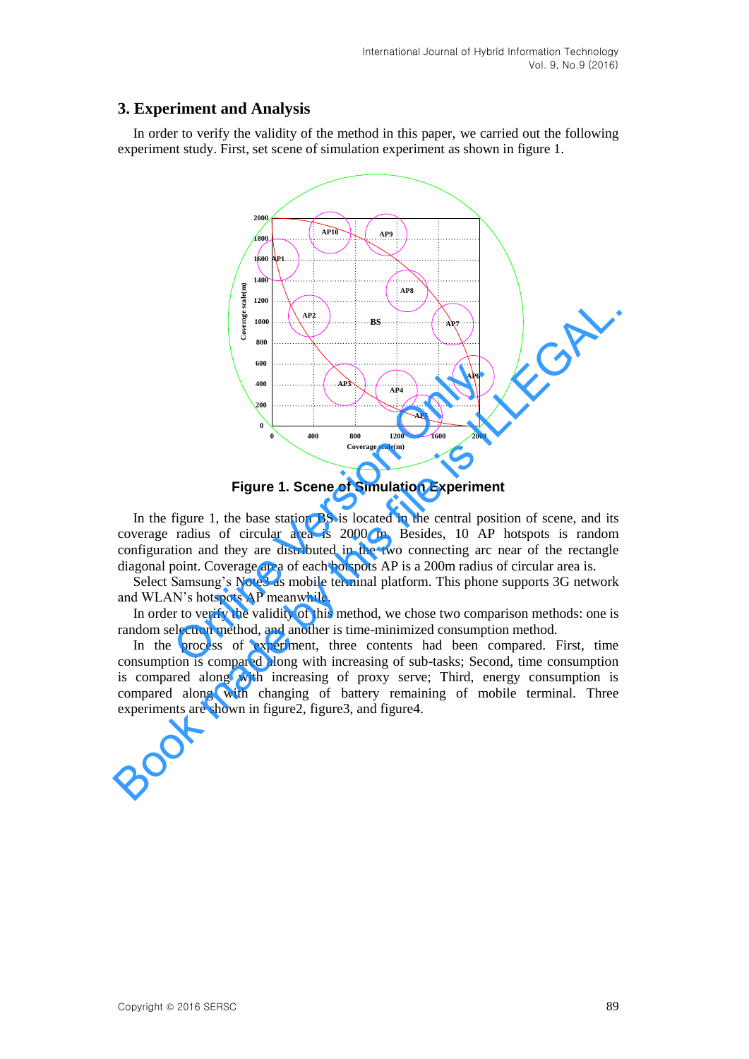## 3. Experiment and Analysis

In order to verify the validity of the method in this paper, we carried out the following experiment study. First, set scene of simulation experiment as shown in figure 1.

**Figure 1. Scene of Simulation Experiment**

In the figure 1, the base station BS is located in the central position of scene, and its coverage radius of circular area is 2000 m. Besides, 10 AP hotspots is random configuration and they are distributed in the two connecting arc near of the rectangle diagonal point. Coverage area of each hotspots AP is a 200m radius of circular area is.

Select Samsung's Note3 as mobile terminal platform. This phone supports 3G network and WLAN's hotspots AP meanwhile.

In order to verify the validity of this method, we chose two comparison methods: one is random selection method, and another is time-minimized consumption method.

In the process of experiment, three contents had been compared. First, time consumption is compared along with increasing of sub-tasks; Second, time consumption is compared along with increasing of proxy serve; Third, energy consumption is compared along with changing of battery remaining of mobile terminal. Three experiments are shown in figure2, figure3, and figure4.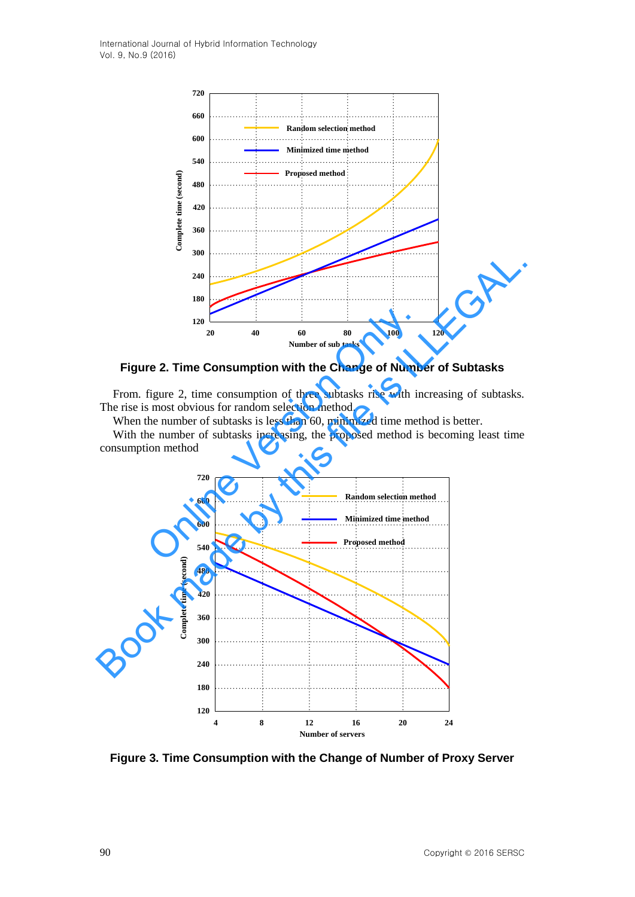**Figure 2. Time Consumption with the Change of Number of Subtasks**

From. figure 2, time consumption of three subtasks rise with increasing of subtasks. The rise is most obvious for random selection method.

When the number of subtasks is less than 60, minimized time method is better.

With the number of subtasks increasing, the proposed method is becoming least time consumption method

**Figure 3. Time Consumption with the Change of Number of Proxy Server**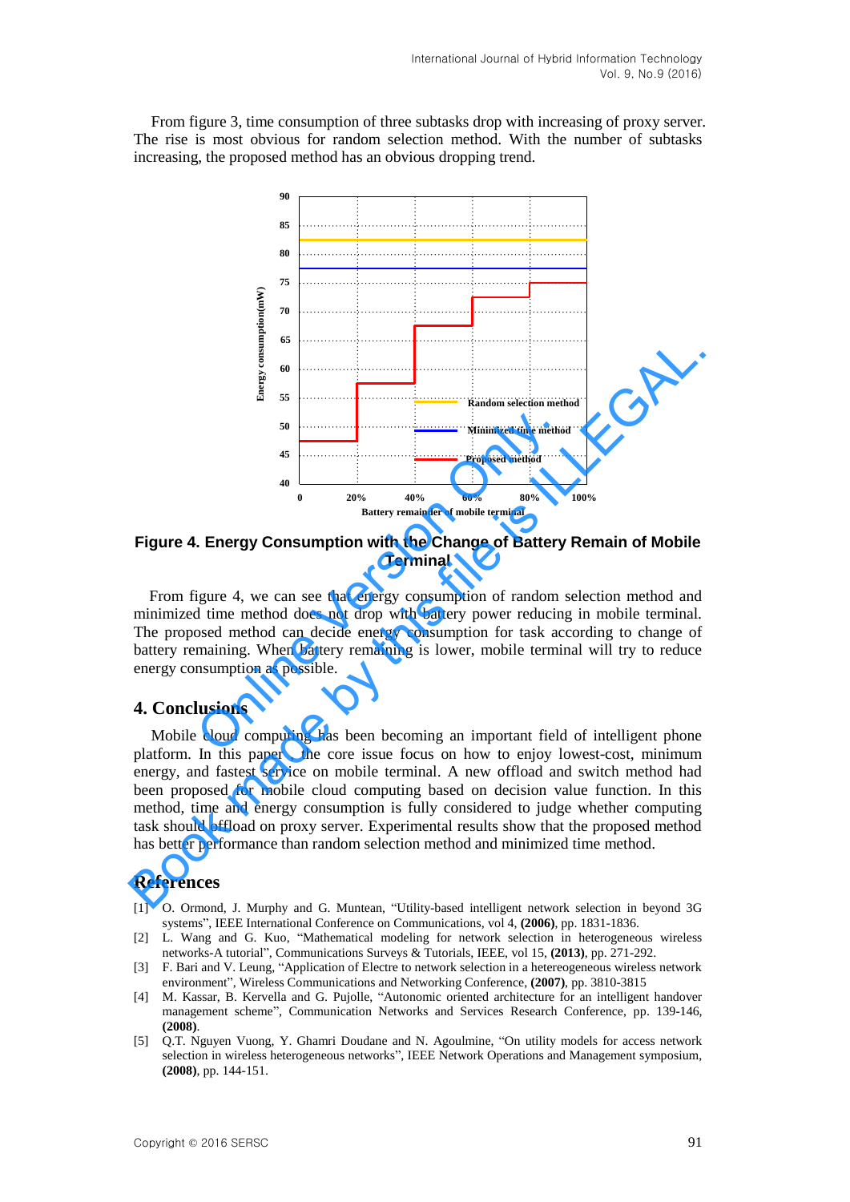From figure 3, time consumption of three subtasks drop with increasing of proxy server. The rise is most obvious for random selection method. With the number of subtasks increasing, the proposed method has an obvious dropping trend.

**Figure 4. Energy Consumption with the Change of Battery Remain of Mobile Terminal**

From figure 4, we can see that energy consumption of random selection method and minimized time method does not drop with battery power reducing in mobile terminal. The proposed method can decide energy consumption for task according to change of battery remaining. When battery remaining is lower, mobile terminal will try to reduce energy consumption as possible.

## 4. Conclusions

Mobile cloud computing has been becoming an important field of intelligent phone platform. In this paper, the core issue focus on how to enjoy lowest-cost, minimum energy, and fastest service on mobile terminal. A new offload and switch method had been proposed for mobile cloud computing based on decision value function. In this method, time and energy consumption is fully considered to judge whether computing task should offload on proxy server. Experimental results show that the proposed method has better performance than random selection method and minimized time method.

## References

[1] O. Ormond, J. Murphy and G. Muntean, "Utility-based intelligent network selection in beyond 3G systems", IEEE International Conference on Communications, vol 4, **(2006)**, pp. 1831-1836.

[2] L. Wang and G. Kuo, "Mathematical modeling for network selection in heterogeneous wireless networks-A tutorial", Communications Surveys & Tutorials, IEEE, vol 15, **(2013)**, pp. 271-292.

[3] F. Bari and V. Leung, "Application of Electre to network selection in a hetereogeneous wireless network environment", Wireless Communications and Networking Conference, **(2007)**, pp. 3810-3815

[4] M. Kassar, B. Kervella and G. Pujolle, "Autonomic oriented architecture for an intelligent handover management scheme", Communication Networks and Services Research Conference, pp. 139-146, **(2008)**.

[5] Q.T. Nguyen Vuong, Y. Ghamri Doudane and N. Agoulmine, "On utility models for access network selection in wireless heterogeneous networks", IEEE Network Operations and Management symposium, **(2008)**, pp. 144-151.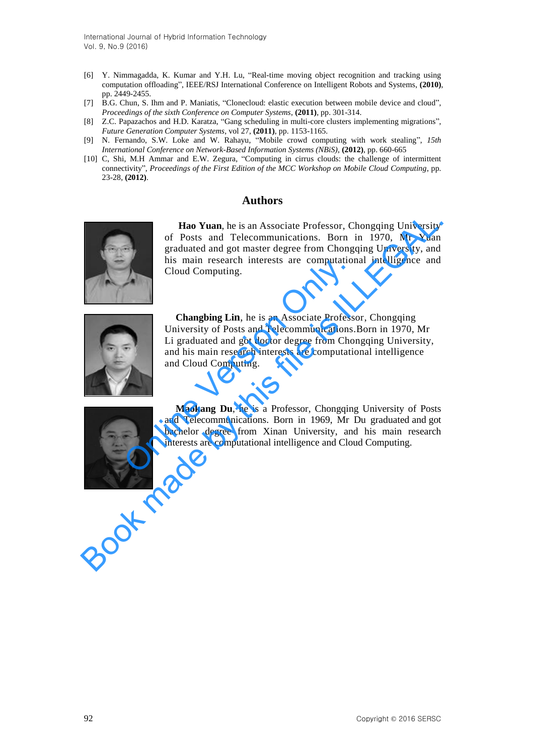[6] Y. Nimmagadda, K. Kumar and Y.H. Lu, “Real-time moving object recognition and tracking using computation offloading”, IEEE/RSJ International Conference on Intelligent Robots and Systems, **(2010)**, pp. 2449-2455.

[7] B.G. Chun, S. Ihm and P. Maniatis, “Clonecloud: elastic execution between mobile device and cloud”, *Proceedings of the sixth Conference on Computer Systems*, **(2011)**, pp. 301-314.

[8] Z.C. Papazachos and H.D. Karatza, “Gang scheduling in multi-core clusters implementing migrations”, *Future Generation Computer Systems*, vol 27, **(2011)**, pp. 1153-1165.

[9] N. Fernando, S.W. Loke and W. Rahayu, “Mobile crowd computing with work stealing”, *15th International Conference on Network-Based Information Systems (NBiS)*, **(2012)**, pp. 660-665

[10] C, Shi, M.H Ammar and E.W. Zegura, “Computing in cirrus clouds: the challenge of intermittent connectivity”, *Proceedings of the First Edition of the MCC Workshop on Mobile Cloud Computing*, pp. 23-28, **(2012)**.

## Authors

**Hao Yuan**, he is an Associate Professor, Chongqing University of Posts and Telecommunications. Born in 1970, Mr Yuan graduated and got master degree from Chongqing University, and his main research interests are computational intelligence and Cloud Computing.

**Changbing Lin**, he is an Associate Professor, Chongqing University of Posts and Telecommunications.Born in 1970, Mr Li graduated and got doctor degree from Chongqing University, and his main research interests are computational intelligence and Cloud Computing.

**Maoliang Du**, he is a Professor, Chongqing University of Posts and Telecommunications. Born in 1969, Mr Du graduated and got bachelor degree from Xinan University, and his main research interests are computational intelligence and Cloud Computing.